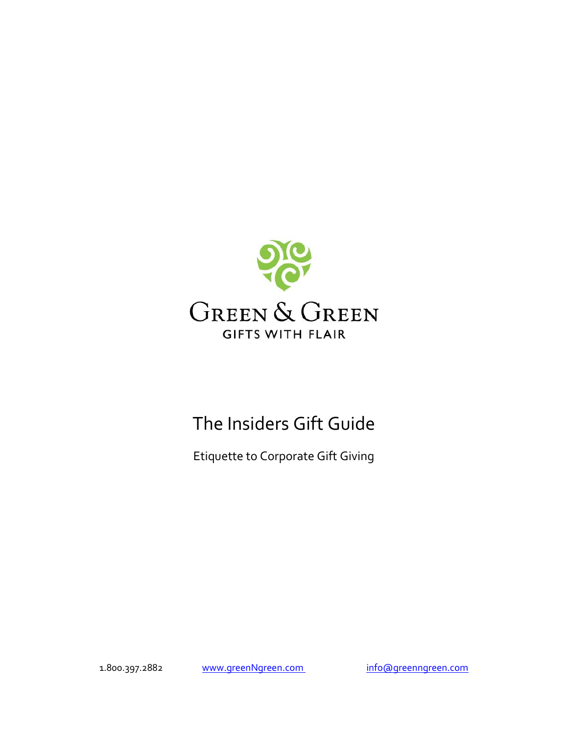Green & Green

GIFTS WITH FLAIR

# The Insiders Gift Guide

Etiquette to Corporate Gift Giving

1.800.397.2882 www.greenNgreen.com info@greenngreen.com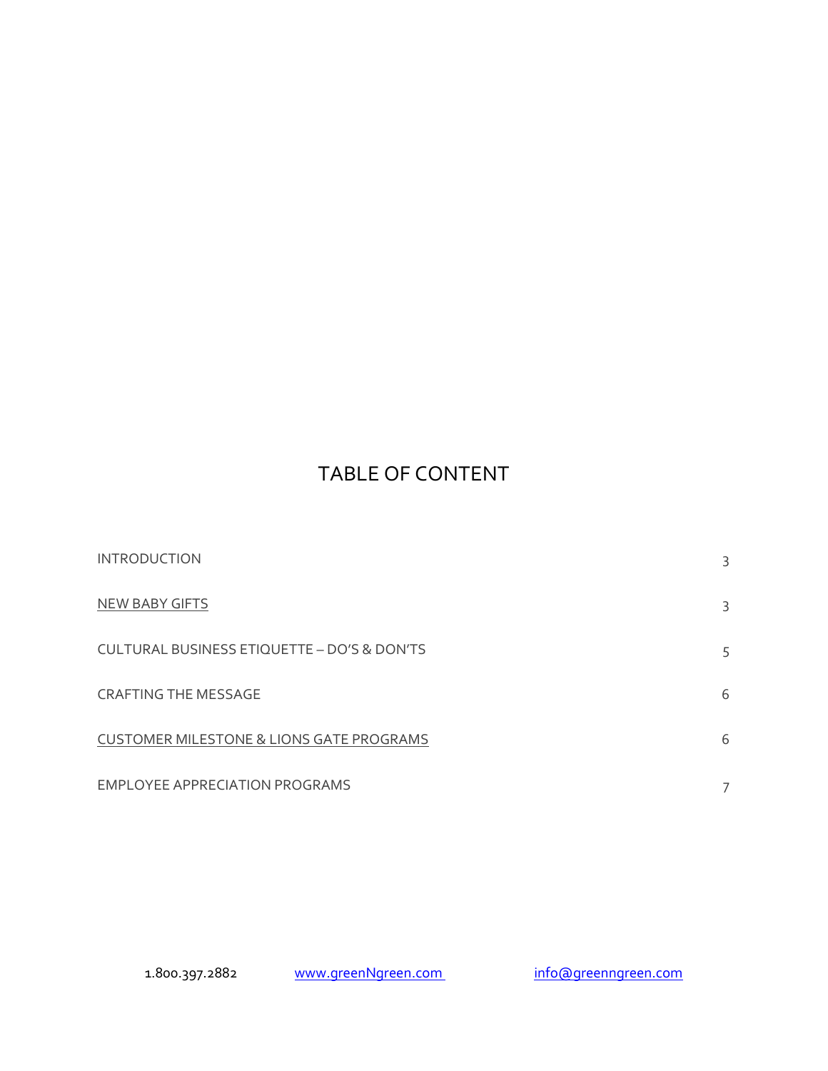# TABLE OF CONTENT

| | |
|---|---|
| INTRODUCTION | 3 |
| NEW BABY GIFTS | 3 |
| CULTURAL BUSINESS ETIQUETTE – DO'S & DON'TS | 5 |
| CRAFTING THE MESSAGE | 6 |
| CUSTOMER MILESTONE & LIONS GATE PROGRAMS | 6 |
| EMPLOYEE APPRECIATION PROGRAMS | 7 |

1.800.397.2882 www.greenNgreen.com info@greenngreen.com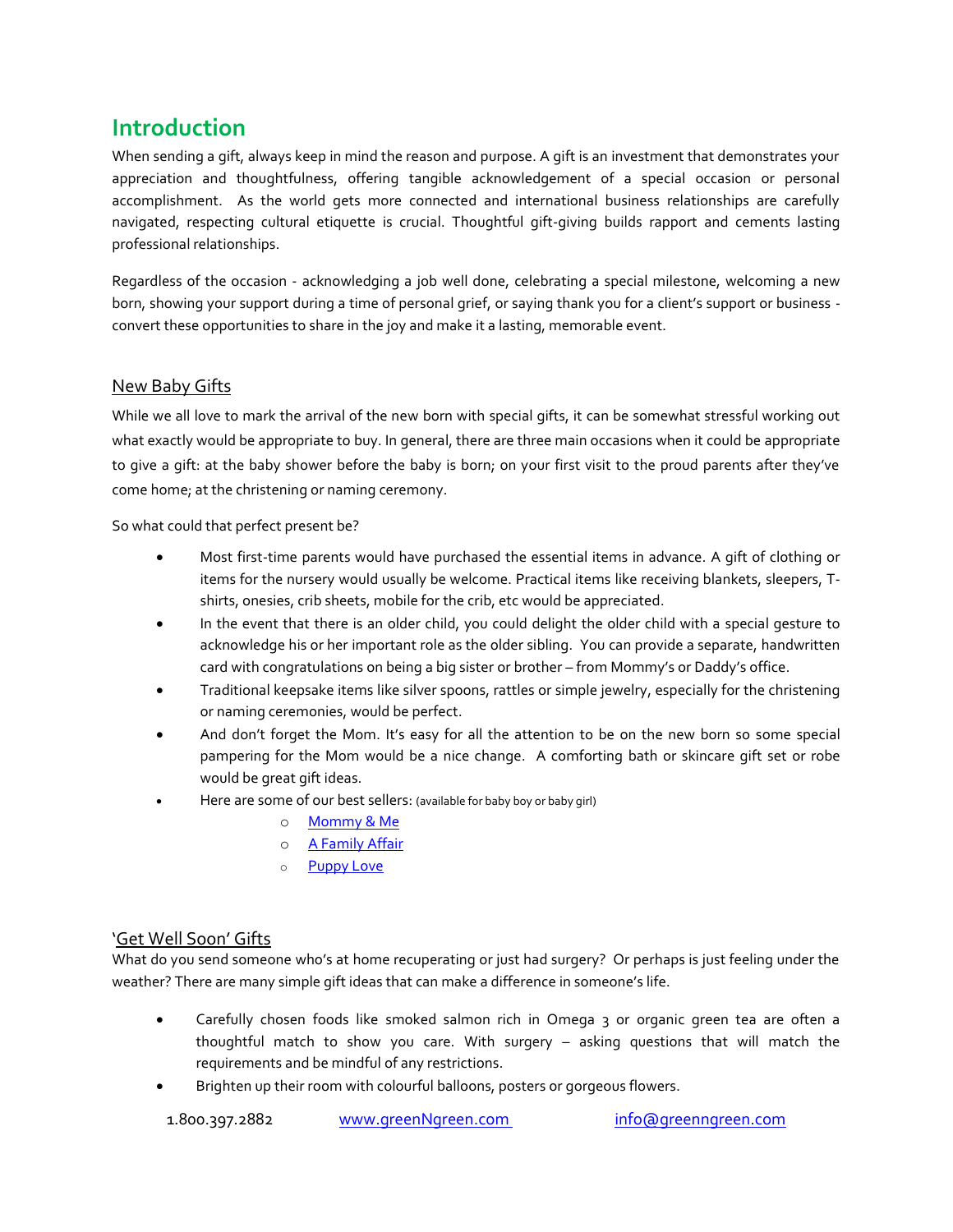# Introduction

When sending a gift, always keep in mind the reason and purpose. A gift is an investment that demonstrates your appreciation and thoughtfulness, offering tangible acknowledgement of a special occasion or personal accomplishment. As the world gets more connected and international business relationships are carefully navigated, respecting cultural etiquette is crucial. Thoughtful gift-giving builds rapport and cements lasting professional relationships.

Regardless of the occasion - acknowledging a job well done, celebrating a special milestone, welcoming a new born, showing your support during a time of personal grief, or saying thank you for a client's support or business - convert these opportunities to share in the joy and make it a lasting, memorable event.

## New Baby Gifts

While we all love to mark the arrival of the new born with special gifts, it can be somewhat stressful working out what exactly would be appropriate to buy. In general, there are three main occasions when it could be appropriate to give a gift: at the baby shower before the baby is born; on your first visit to the proud parents after they've come home; at the christening or naming ceremony.

So what could that perfect present be?

- Most first-time parents would have purchased the essential items in advance. A gift of clothing or items for the nursery would usually be welcome. Practical items like receiving blankets, sleepers, T-shirts, onesies, crib sheets, mobile for the crib, etc would be appreciated.
- In the event that there is an older child, you could delight the older child with a special gesture to acknowledge his or her important role as the older sibling. You can provide a separate, handwritten card with congratulations on being a big sister or brother – from Mommy's or Daddy's office.
- Traditional keepsake items like silver spoons, rattles or simple jewelry, especially for the christening or naming ceremonies, would be perfect.
- And don't forget the Mom. It's easy for all the attention to be on the new born so some special pampering for the Mom would be a nice change. A comforting bath or skincare gift set or robe would be great gift ideas.
- Here are some of our best sellers: (available for baby boy or baby girl)
    - Mommy & Me
    - A Family Affair
    - Puppy Love

## 'Get Well Soon' Gifts

What do you send someone who's at home recuperating or just had surgery? Or perhaps is just feeling under the weather? There are many simple gift ideas that can make a difference in someone's life.

- Carefully chosen foods like smoked salmon rich in Omega 3 or organic green tea are often a thoughtful match to show you care. With surgery – asking questions that will match the requirements and be mindful of any restrictions.
- Brighten up their room with colourful balloons, posters or gorgeous flowers.

1.800.397.2882 www.greenNgreen.com info@greenngreen.com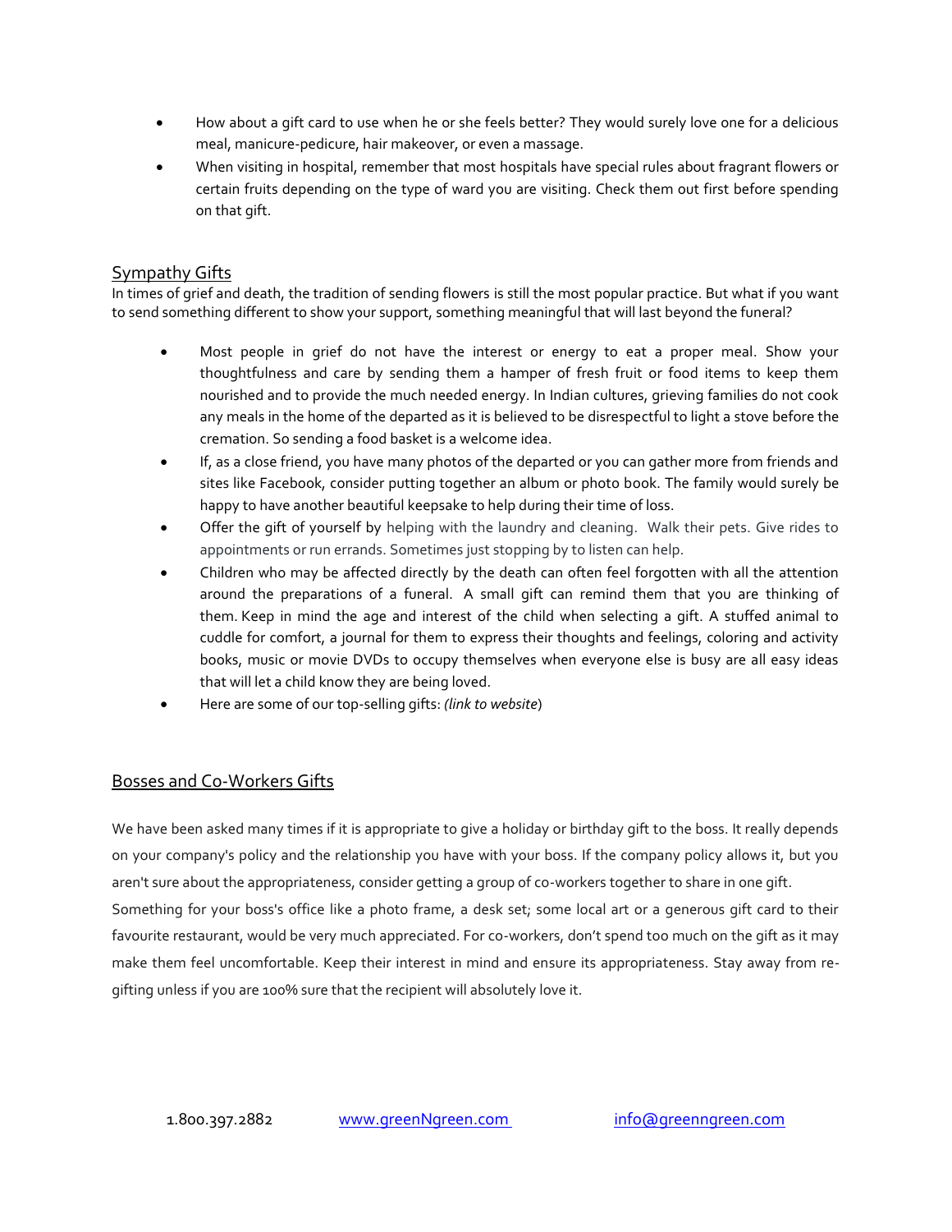- How about a gift card to use when he or she feels better? They would surely love one for a delicious meal, manicure-pedicure, hair makeover, or even a massage.
- When visiting in hospital, remember that most hospitals have special rules about fragrant flowers or certain fruits depending on the type of ward you are visiting. Check them out first before spending on that gift.

## Sympathy Gifts

In times of grief and death, the tradition of sending flowers is still the most popular practice. But what if you want to send something different to show your support, something meaningful that will last beyond the funeral?

- Most people in grief do not have the interest or energy to eat a proper meal. Show your thoughtfulness and care by sending them a hamper of fresh fruit or food items to keep them nourished and to provide the much needed energy. In Indian cultures, grieving families do not cook any meals in the home of the departed as it is believed to be disrespectful to light a stove before the cremation. So sending a food basket is a welcome idea.
- If, as a close friend, you have many photos of the departed or you can gather more from friends and sites like Facebook, consider putting together an album or photo book. The family would surely be happy to have another beautiful keepsake to help during their time of loss.
- Offer the gift of yourself by helping with the laundry and cleaning. Walk their pets. Give rides to appointments or run errands. Sometimes just stopping by to listen can help.
- Children who may be affected directly by the death can often feel forgotten with all the attention around the preparations of a funeral. A small gift can remind them that you are thinking of them. Keep in mind the age and interest of the child when selecting a gift. A stuffed animal to cuddle for comfort, a journal for them to express their thoughts and feelings, coloring and activity books, music or movie DVDs to occupy themselves when everyone else is busy are all easy ideas that will let a child know they are being loved.
- Here are some of our top-selling gifts: *(link to website)*

## Bosses and Co-Workers Gifts

We have been asked many times if it is appropriate to give a holiday or birthday gift to the boss. It really depends on your company's policy and the relationship you have with your boss. If the company policy allows it, but you aren't sure about the appropriateness, consider getting a group of co-workers together to share in one gift. Something for your boss's office like a photo frame, a desk set; some local art or a generous gift card to their favourite restaurant, would be very much appreciated. For co-workers, don't spend too much on the gift as it may make them feel uncomfortable. Keep their interest in mind and ensure its appropriateness. Stay away from re-gifting unless if you are 100% sure that the recipient will absolutely love it.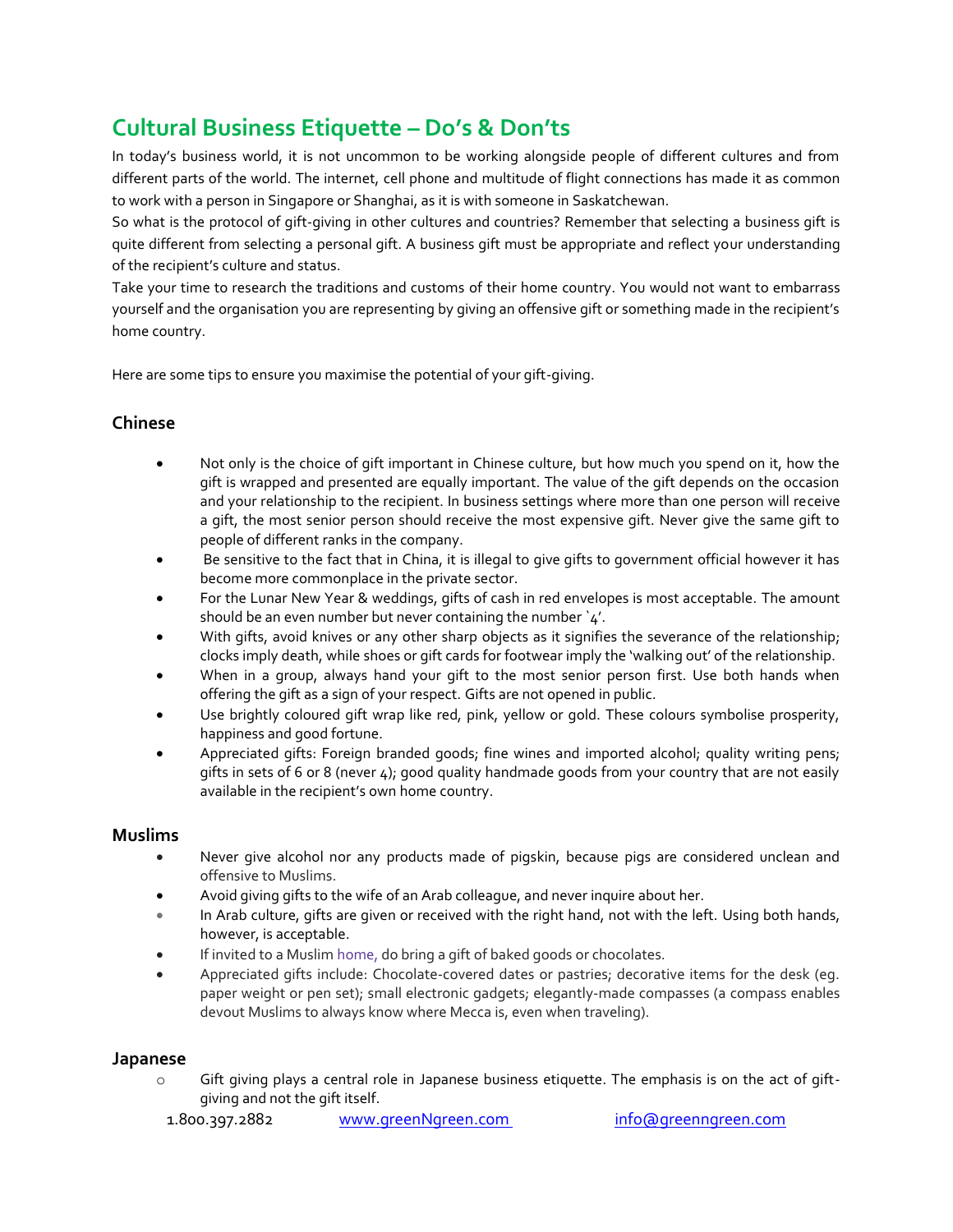# Cultural Business Etiquette – Do's & Don'ts

In today's business world, it is not uncommon to be working alongside people of different cultures and from different parts of the world. The internet, cell phone and multitude of flight connections has made it as common to work with a person in Singapore or Shanghai, as it is with someone in Saskatchewan.

So what is the protocol of gift-giving in other cultures and countries? Remember that selecting a business gift is quite different from selecting a personal gift. A business gift must be appropriate and reflect your understanding of the recipient's culture and status.

Take your time to research the traditions and customs of their home country. You would not want to embarrass yourself and the organisation you are representing by giving an offensive gift or something made in the recipient's home country.

Here are some tips to ensure you maximise the potential of your gift-giving.

### Chinese

- Not only is the choice of gift important in Chinese culture, but how much you spend on it, how the gift is wrapped and presented are equally important. The value of the gift depends on the occasion and your relationship to the recipient. In business settings where more than one person will receive a gift, the most senior person should receive the most expensive gift. Never give the same gift to people of different ranks in the company.
- Be sensitive to the fact that in China, it is illegal to give gifts to government official however it has become more commonplace in the private sector.
- For the Lunar New Year & weddings, gifts of cash in red envelopes is most acceptable. The amount should be an even number but never containing the number '4'.
- With gifts, avoid knives or any other sharp objects as it signifies the severance of the relationship; clocks imply death, while shoes or gift cards for footwear imply the 'walking out' of the relationship.
- When in a group, always hand your gift to the most senior person first. Use both hands when offering the gift as a sign of your respect. Gifts are not opened in public.
- Use brightly coloured gift wrap like red, pink, yellow or gold. These colours symbolise prosperity, happiness and good fortune.
- Appreciated gifts: Foreign branded goods; fine wines and imported alcohol; quality writing pens; gifts in sets of 6 or 8 (never 4); good quality handmade goods from your country that are not easily available in the recipient's own home country.

### Muslims

- Never give alcohol nor any products made of pigskin, because pigs are considered unclean and offensive to Muslims.
- Avoid giving gifts to the wife of an Arab colleague, and never inquire about her.
- In Arab culture, gifts are given or received with the right hand, not with the left. Using both hands, however, is acceptable.
- If invited to a Muslim home, do bring a gift of baked goods or chocolates.
- Appreciated gifts include: Chocolate-covered dates or pastries; decorative items for the desk (eg. paper weight or pen set); small electronic gadgets; elegantly-made compasses (a compass enables devout Muslims to always know where Mecca is, even when traveling).

### Japanese

- Gift giving plays a central role in Japanese business etiquette. The emphasis is on the act of gift-giving and not the gift itself.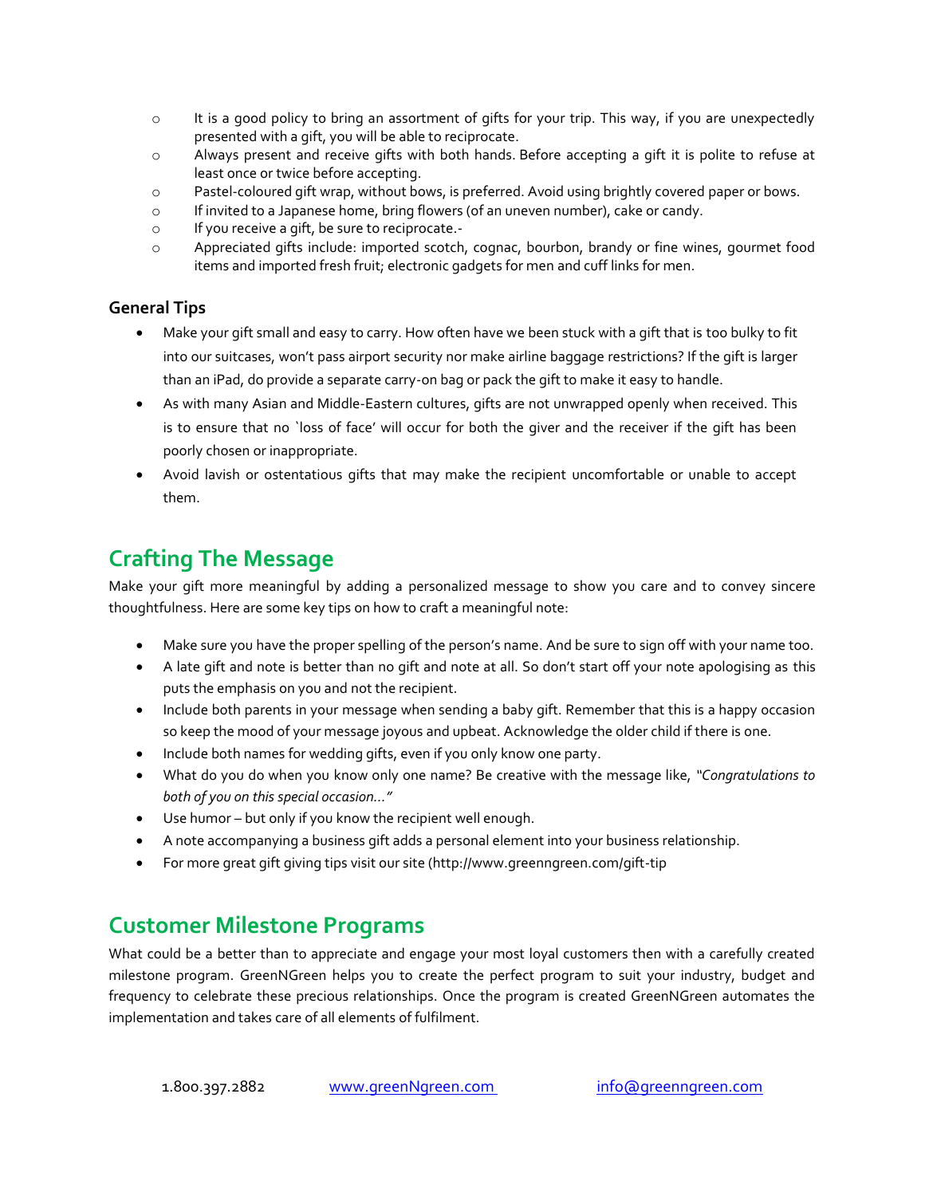- It is a good policy to bring an assortment of gifts for your trip. This way, if you are unexpectedly presented with a gift, you will be able to reciprocate.
- Always present and receive gifts with both hands. Before accepting a gift it is polite to refuse at least once or twice before accepting.
- Pastel-coloured gift wrap, without bows, is preferred. Avoid using brightly covered paper or bows.
- If invited to a Japanese home, bring flowers (of an uneven number), cake or candy.
- If you receive a gift, be sure to reciprocate.-
- Appreciated gifts include: imported scotch, cognac, bourbon, brandy or fine wines, gourmet food items and imported fresh fruit; electronic gadgets for men and cuff links for men.

**General Tips**

- Make your gift small and easy to carry. How often have we been stuck with a gift that is too bulky to fit into our suitcases, won't pass airport security nor make airline baggage restrictions? If the gift is larger than an iPad, do provide a separate carry-on bag or pack the gift to make it easy to handle.
- As with many Asian and Middle-Eastern cultures, gifts are not unwrapped openly when received. This is to ensure that no `loss of face' will occur for both the giver and the receiver if the gift has been poorly chosen or inappropriate.
- Avoid lavish or ostentatious gifts that may make the recipient uncomfortable or unable to accept them.

## Crafting The Message

Make your gift more meaningful by adding a personalized message to show you care and to convey sincere thoughtfulness. Here are some key tips on how to craft a meaningful note:

- Make sure you have the proper spelling of the person's name. And be sure to sign off with your name too.
- A late gift and note is better than no gift and note at all. So don't start off your note apologising as this puts the emphasis on you and not the recipient.
- Include both parents in your message when sending a baby gift. Remember that this is a happy occasion so keep the mood of your message joyous and upbeat. Acknowledge the older child if there is one.
- Include both names for wedding gifts, even if you only know one party.
- What do you do when you know only one name? Be creative with the message like, *"Congratulations to both of you on this special occasion..."*
- Use humor – but only if you know the recipient well enough.
- A note accompanying a business gift adds a personal element into your business relationship.
- For more great gift giving tips visit our site (http://www.greenngreen.com/gift-tip

## Customer Milestone Programs

What could be a better than to appreciate and engage your most loyal customers then with a carefully created milestone program. GreenNGreen helps you to create the perfect program to suit your industry, budget and frequency to celebrate these precious relationships. Once the program is created GreenNGreen automates the implementation and takes care of all elements of fulfilment.

1.800.397.2882 www.greenNgreen.com info@greenngreen.com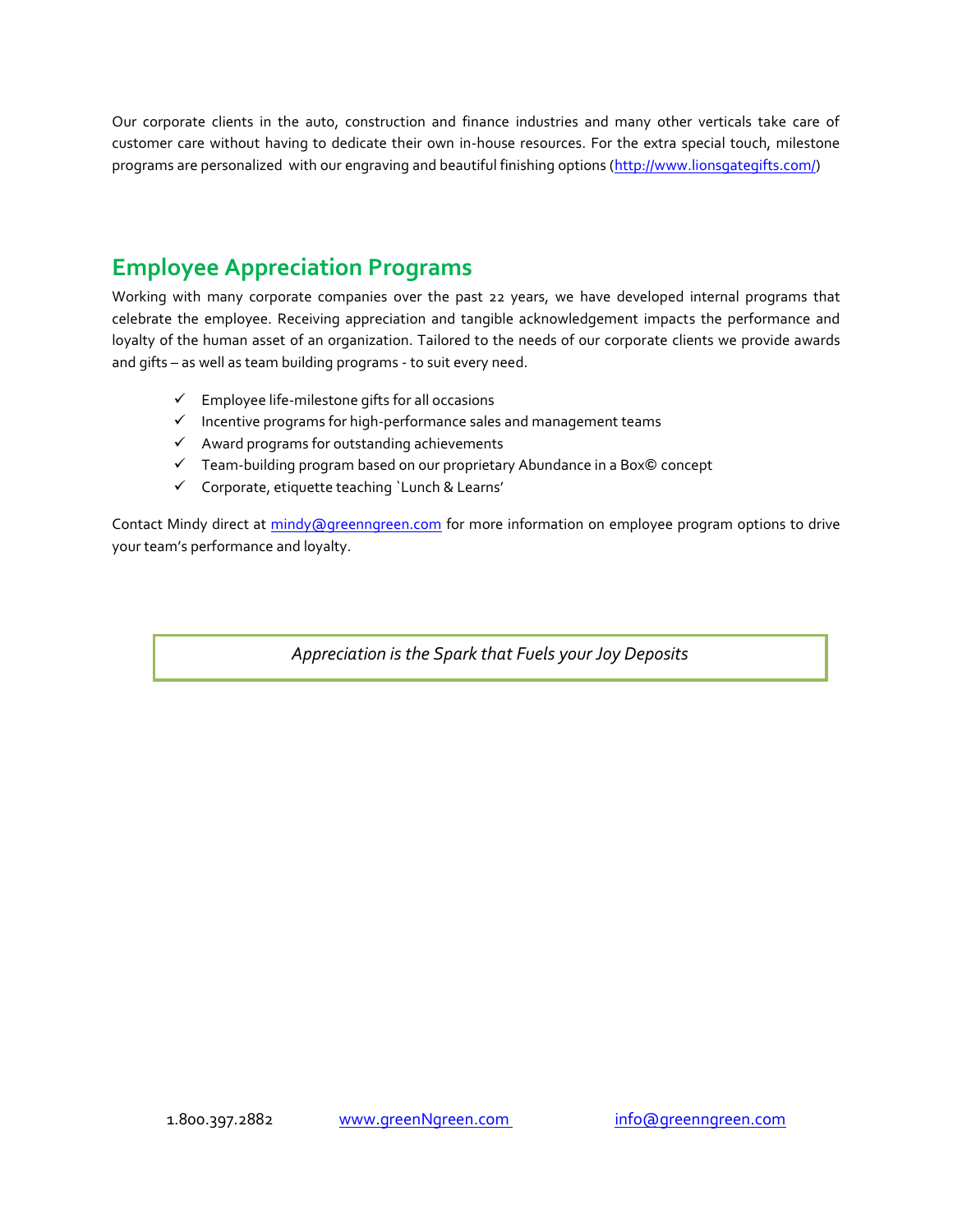Our corporate clients in the auto, construction and finance industries and many other verticals take care of customer care without having to dedicate their own in-house resources. For the extra special touch, milestone programs are personalized with our engraving and beautiful finishing options (http://www.lionsgategifts.com/)

## Employee Appreciation Programs

Working with many corporate companies over the past 22 years, we have developed internal programs that celebrate the employee. Receiving appreciation and tangible acknowledgement impacts the performance and loyalty of the human asset of an organization. Tailored to the needs of our corporate clients we provide awards and gifts – as well as team building programs - to suit every need.

- ✓ Employee life-milestone gifts for all occasions
- ✓ Incentive programs for high-performance sales and management teams
- ✓ Award programs for outstanding achievements
- ✓ Team-building program based on our proprietary Abundance in a Box© concept
- ✓ Corporate, etiquette teaching `Lunch & Learns'

Contact Mindy direct at mindy@greenngreen.com for more information on employee program options to drive your team's performance and loyalty.

*Appreciation is the Spark that Fuels your Joy Deposits*

1.800.397.2882 www.greenNgreen.com info@greenngreen.com